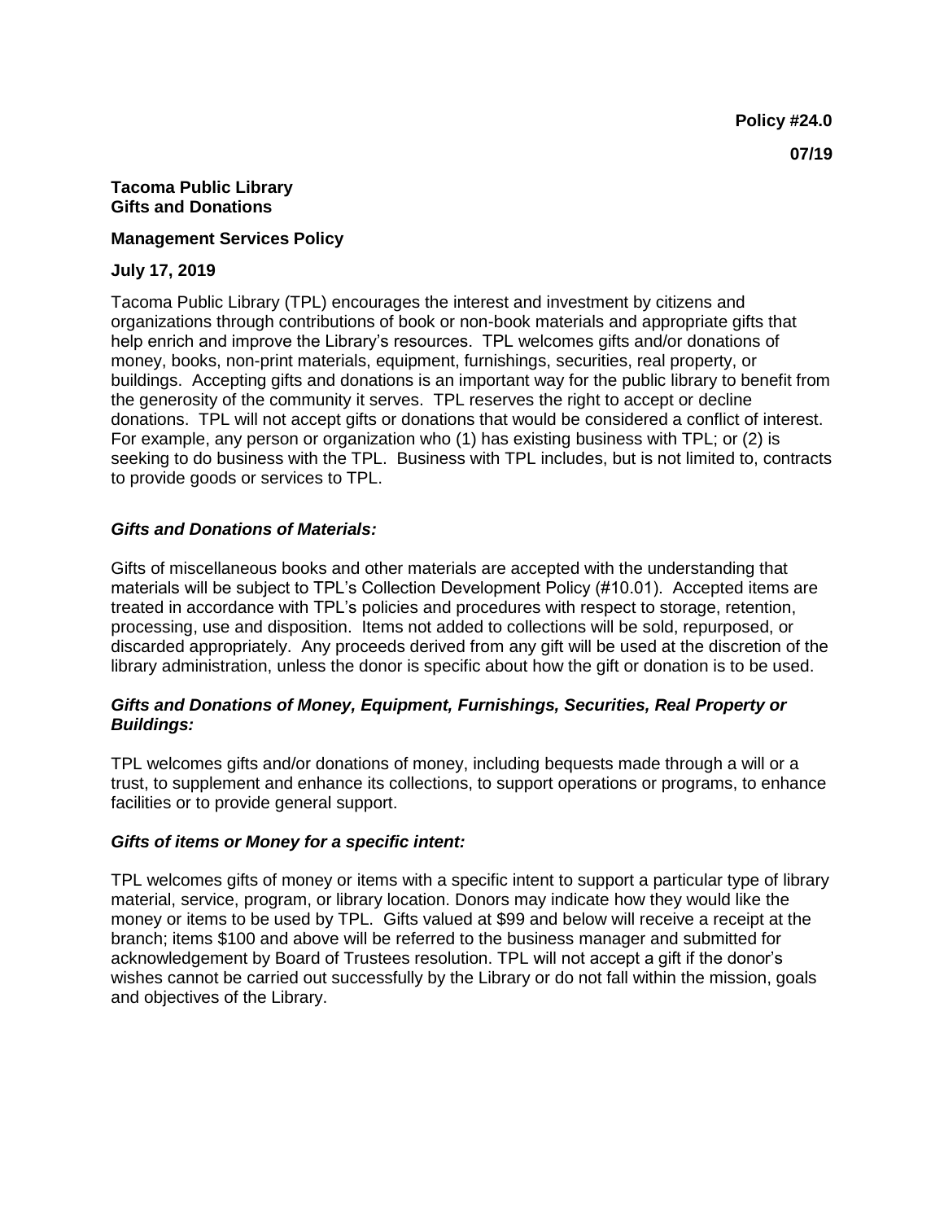**Policy #24.0**

**07/19**

# Tacoma Public Library
# Gifts and Donations

**Management Services Policy**

**July 17, 2019**

Tacoma Public Library (TPL) encourages the interest and investment by citizens and organizations through contributions of book or non-book materials and appropriate gifts that help enrich and improve the Library's resources. TPL welcomes gifts and/or donations of money, books, non-print materials, equipment, furnishings, securities, real property, or buildings. Accepting gifts and donations is an important way for the public library to benefit from the generosity of the community it serves. TPL reserves the right to accept or decline donations. TPL will not accept gifts or donations that would be considered a conflict of interest. For example, any person or organization who (1) has existing business with TPL; or (2) is seeking to do business with the TPL. Business with TPL includes, but is not limited to, contracts to provide goods or services to TPL.

## *Gifts and Donations of Materials:*

Gifts of miscellaneous books and other materials are accepted with the understanding that materials will be subject to TPL's Collection Development Policy (#10.01). Accepted items are treated in accordance with TPL's policies and procedures with respect to storage, retention, processing, use and disposition. Items not added to collections will be sold, repurposed, or discarded appropriately. Any proceeds derived from any gift will be used at the discretion of the library administration, unless the donor is specific about how the gift or donation is to be used.

## *Gifts and Donations of Money, Equipment, Furnishings, Securities, Real Property or Buildings:*

TPL welcomes gifts and/or donations of money, including bequests made through a will or a trust, to supplement and enhance its collections, to support operations or programs, to enhance facilities or to provide general support.

## *Gifts of items or Money for a specific intent:*

TPL welcomes gifts of money or items with a specific intent to support a particular type of library material, service, program, or library location. Donors may indicate how they would like the money or items to be used by TPL. Gifts valued at $99 and below will receive a receipt at the branch; items $100 and above will be referred to the business manager and submitted for acknowledgement by Board of Trustees resolution. TPL will not accept a gift if the donor's wishes cannot be carried out successfully by the Library or do not fall within the mission, goals and objectives of the Library.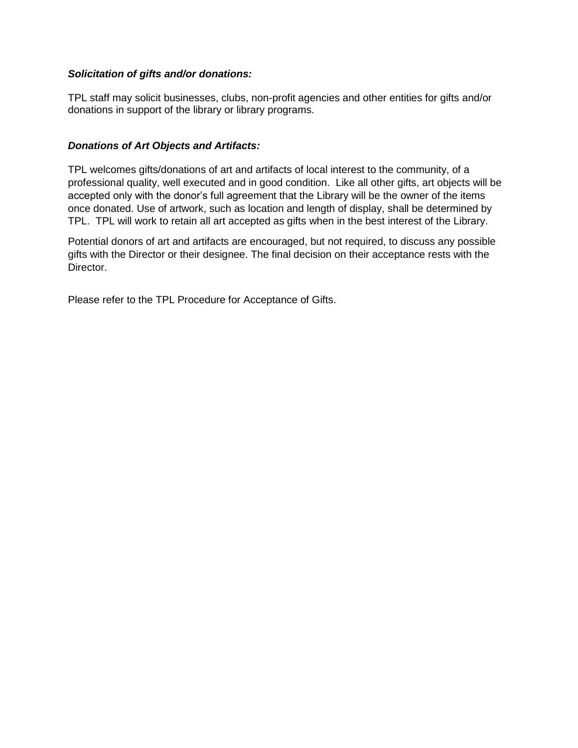***Solicitation of gifts and/or donations:***

TPL staff may solicit businesses, clubs, non-profit agencies and other entities for gifts and/or donations in support of the library or library programs.

***Donations of Art Objects and Artifacts:***

TPL welcomes gifts/donations of art and artifacts of local interest to the community, of a professional quality, well executed and in good condition. Like all other gifts, art objects will be accepted only with the donor's full agreement that the Library will be the owner of the items once donated. Use of artwork, such as location and length of display, shall be determined by TPL. TPL will work to retain all art accepted as gifts when in the best interest of the Library.

Potential donors of art and artifacts are encouraged, but not required, to discuss any possible gifts with the Director or their designee. The final decision on their acceptance rests with the Director.

Please refer to the TPL Procedure for Acceptance of Gifts.